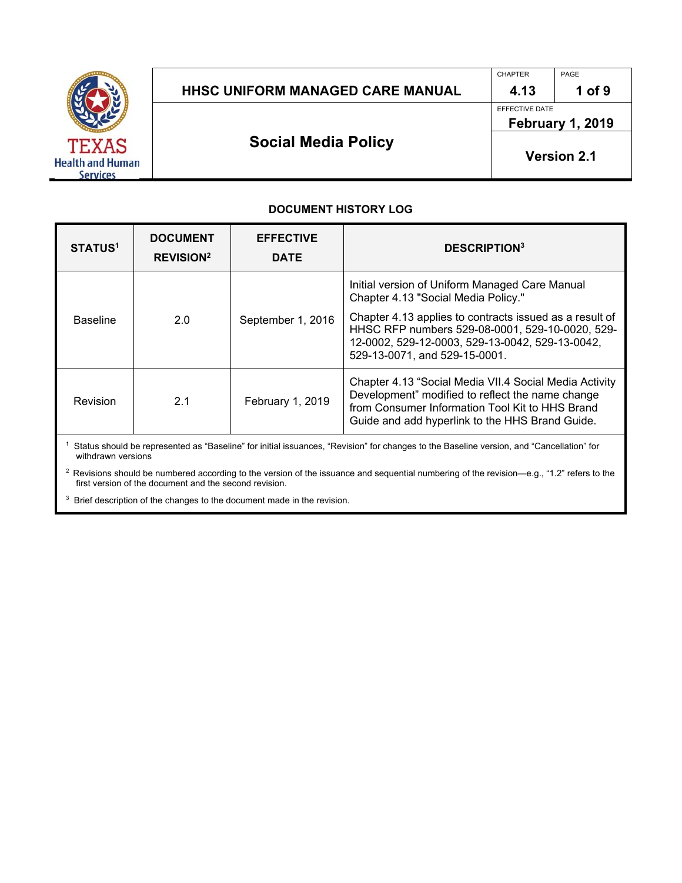# HHSC UNIFORM MANAGED CARE MANUAL

| CHAPTER | PAGE |
|---|---|
| 4.13 | 1 of 9 |
| EFFECTIVE DATE | |
| February 1, 2019 | |
| Version 2.1 | |

## Social Media Policy

### DOCUMENT HISTORY LOG

| STATUS[1] | DOCUMENT REVISION[2] | EFFECTIVE DATE | DESCRIPTION[3] |
|---|---|---|---|
| Baseline | 2.0 | September 1, 2016 | Initial version of Uniform Managed Care Manual Chapter 4.13 "Social Media Policy." Chapter 4.13 applies to contracts issued as a result of HHSC RFP numbers 529-08-0001, 529-10-0020, 529-12-0002, 529-12-0003, 529-13-0042, 529-13-0042, 529-13-0071, and 529-15-0001. |
| Revision | 2.1 | February 1, 2019 | Chapter 4.13 "Social Media VII.4 Social Media Activity Development" modified to reflect the name change from Consumer Information Tool Kit to HHS Brand Guide and add hyperlink to the HHS Brand Guide. |

[1] Status should be represented as "Baseline" for initial issuances, "Revision" for changes to the Baseline version, and "Cancellation" for withdrawn versions

[2] Revisions should be numbered according to the version of the issuance and sequential numbering of the revision—e.g., "1.2" refers to the first version of the document and the second revision.

[3] Brief description of the changes to the document made in the revision.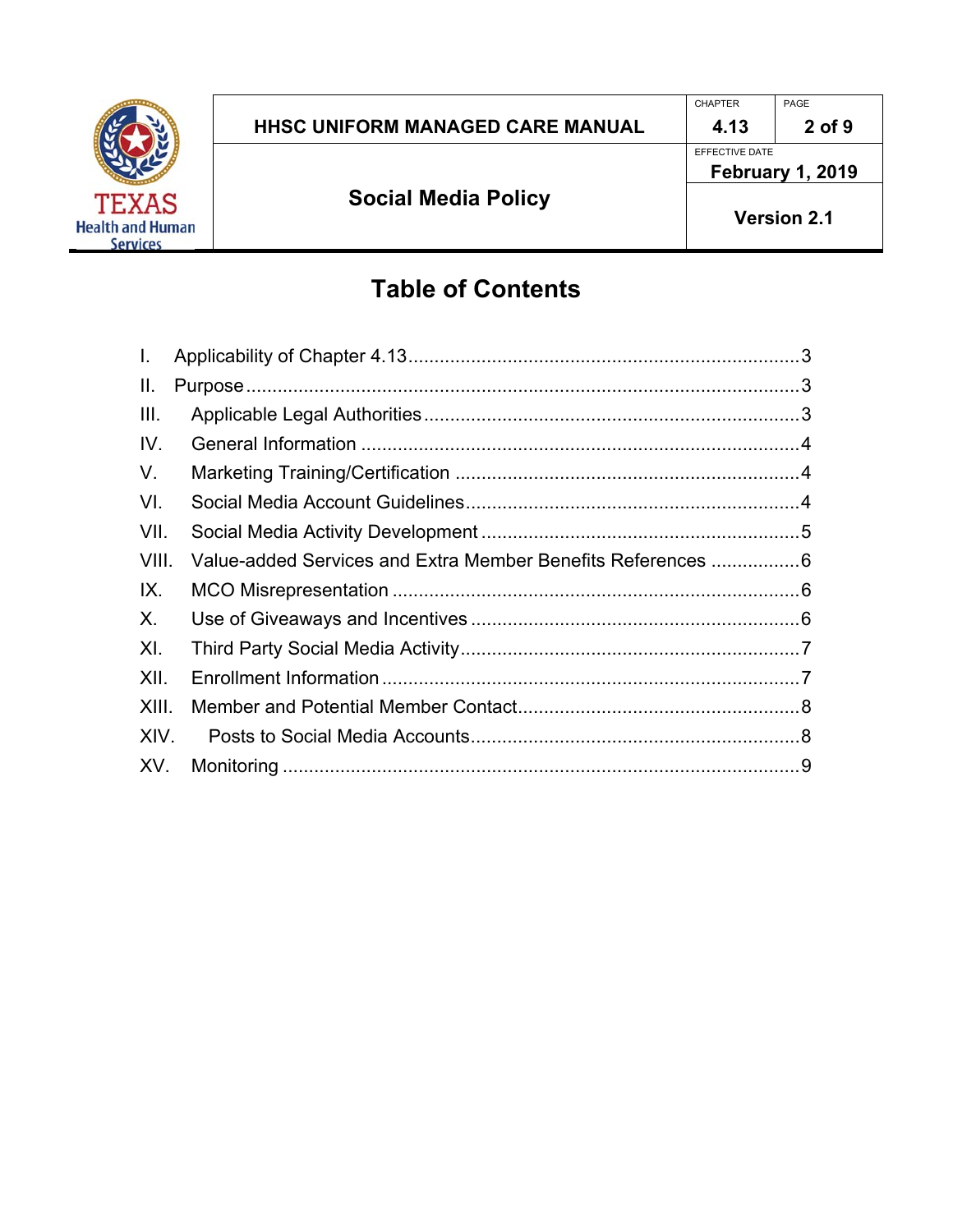# Table of Contents

I. Applicability of Chapter 4.13 ........................................................................ 3
II. Purpose ........................................................................................................ 3
III. Applicable Legal Authorities ...................................................................... 3
IV. General Information ................................................................................... 4
V. Marketing Training/Certification ................................................................ 4
VI. Social Media Account Guidelines ............................................................... 4
VII. Social Media Activity Development ........................................................... 5
VIII. Value-added Services and Extra Member Benefits References ................ 6
IX. MCO Misrepresentation ............................................................................. 6
X. Use of Giveaways and Incentives .............................................................. 6
XI. Third Party Social Media Activity ................................................................ 7
XII. Enrollment Information .............................................................................. 7
XIII. Member and Potential Member Contact .................................................... 8
XIV. Posts to Social Media Accounts ................................................................. 8
XV. Monitoring .................................................................................................. 9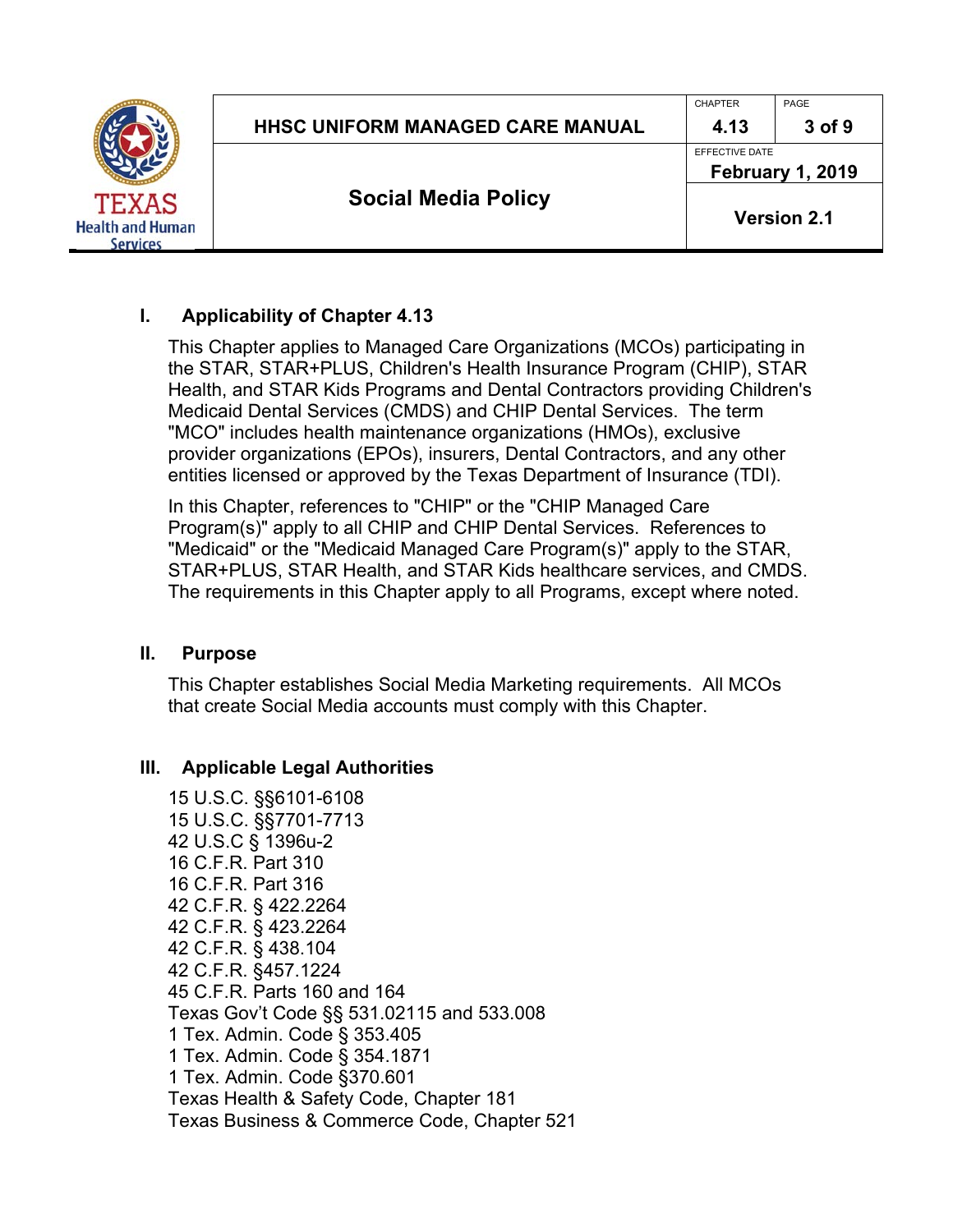## I. Applicability of Chapter 4.13

This Chapter applies to Managed Care Organizations (MCOs) participating in the STAR, STAR+PLUS, Children's Health Insurance Program (CHIP), STAR Health, and STAR Kids Programs and Dental Contractors providing Children's Medicaid Dental Services (CMDS) and CHIP Dental Services. The term "MCO" includes health maintenance organizations (HMOs), exclusive provider organizations (EPOs), insurers, Dental Contractors, and any other entities licensed or approved by the Texas Department of Insurance (TDI).

In this Chapter, references to "CHIP" or the "CHIP Managed Care Program(s)" apply to all CHIP and CHIP Dental Services. References to "Medicaid" or the "Medicaid Managed Care Program(s)" apply to the STAR, STAR+PLUS, STAR Health, and STAR Kids healthcare services, and CMDS. The requirements in this Chapter apply to all Programs, except where noted.

## II. Purpose

This Chapter establishes Social Media Marketing requirements. All MCOs that create Social Media accounts must comply with this Chapter.

## III. Applicable Legal Authorities

15 U.S.C. §§6101-6108
15 U.S.C. §§7701-7713
42 U.S.C § 1396u-2
16 C.F.R. Part 310
16 C.F.R. Part 316
42 C.F.R. § 422.2264
42 C.F.R. § 423.2264
42 C.F.R. § 438.104
42 C.F.R. §457.1224
45 C.F.R. Parts 160 and 164
Texas Gov't Code §§ 531.02115 and 533.008
1 Tex. Admin. Code § 353.405
1 Tex. Admin. Code § 354.1871
1 Tex. Admin. Code §370.601
Texas Health & Safety Code, Chapter 181
Texas Business & Commerce Code, Chapter 521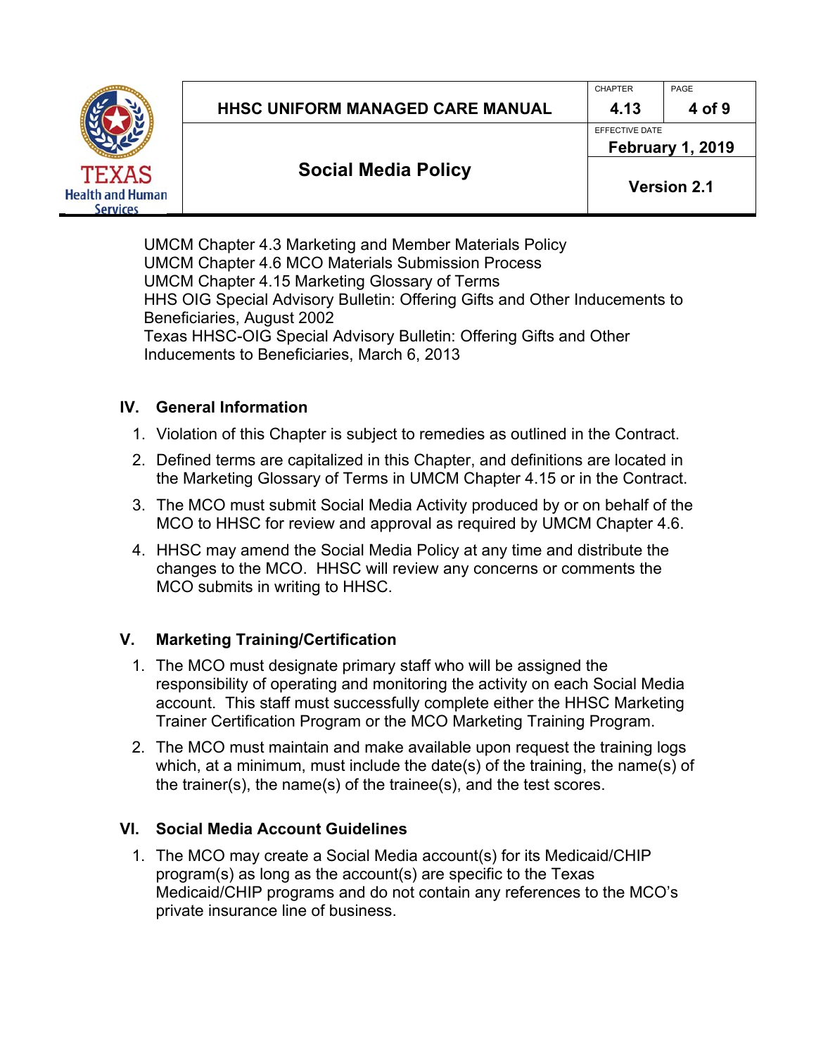UMCM Chapter 4.3 Marketing and Member Materials Policy
UMCM Chapter 4.6 MCO Materials Submission Process
UMCM Chapter 4.15 Marketing Glossary of Terms
HHS OIG Special Advisory Bulletin: Offering Gifts and Other Inducements to Beneficiaries, August 2002
Texas HHSC-OIG Special Advisory Bulletin: Offering Gifts and Other Inducements to Beneficiaries, March 6, 2013

## IV. General Information

1. Violation of this Chapter is subject to remedies as outlined in the Contract.
2. Defined terms are capitalized in this Chapter, and definitions are located in the Marketing Glossary of Terms in UMCM Chapter 4.15 or in the Contract.
3. The MCO must submit Social Media Activity produced by or on behalf of the MCO to HHSC for review and approval as required by UMCM Chapter 4.6.
4. HHSC may amend the Social Media Policy at any time and distribute the changes to the MCO. HHSC will review any concerns or comments the MCO submits in writing to HHSC.

## V. Marketing Training/Certification

1. The MCO must designate primary staff who will be assigned the responsibility of operating and monitoring the activity on each Social Media account. This staff must successfully complete either the HHSC Marketing Trainer Certification Program or the MCO Marketing Training Program.
2. The MCO must maintain and make available upon request the training logs which, at a minimum, must include the date(s) of the training, the name(s) of the trainer(s), the name(s) of the trainee(s), and the test scores.

## VI. Social Media Account Guidelines

1. The MCO may create a Social Media account(s) for its Medicaid/CHIP program(s) as long as the account(s) are specific to the Texas Medicaid/CHIP programs and do not contain any references to the MCO's private insurance line of business.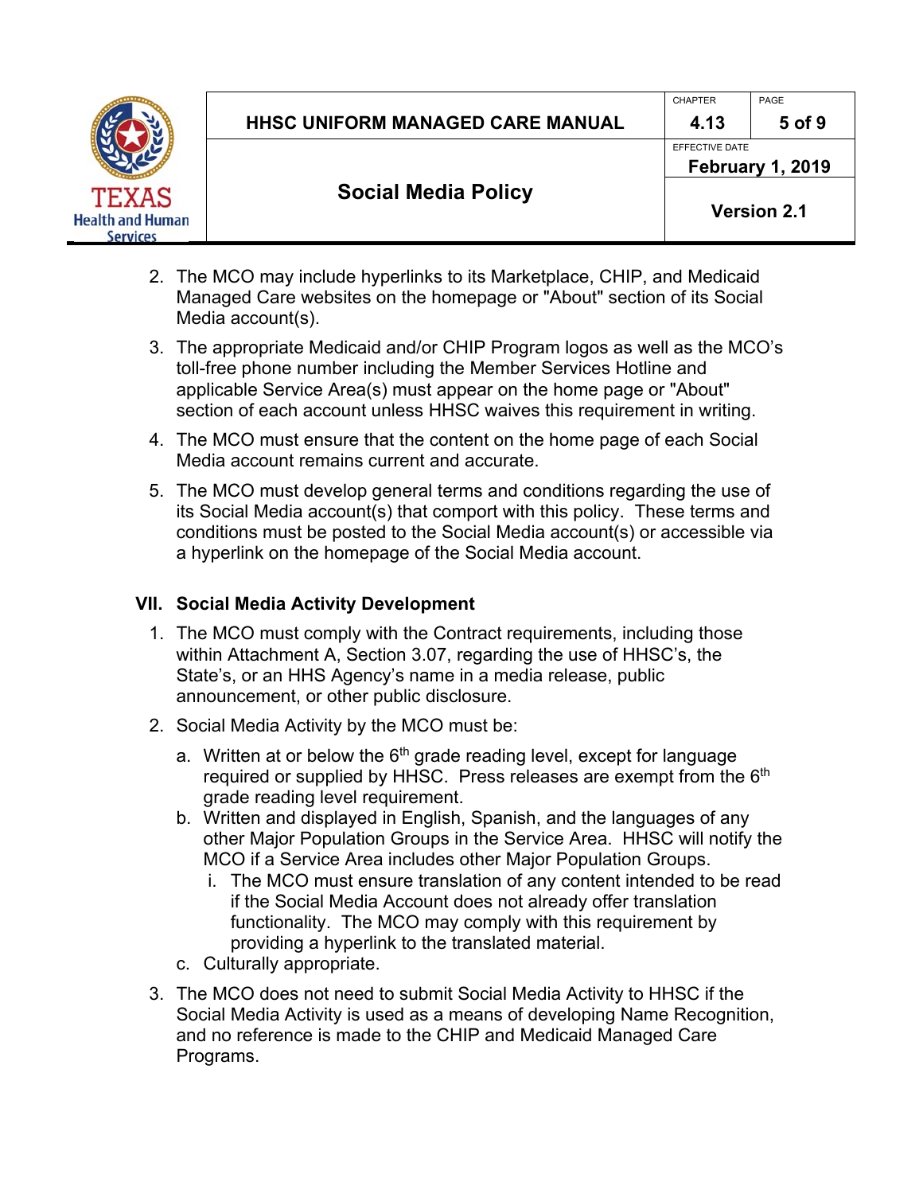2. The MCO may include hyperlinks to its Marketplace, CHIP, and Medicaid Managed Care websites on the homepage or "About" section of its Social Media account(s).
3. The appropriate Medicaid and/or CHIP Program logos as well as the MCO's toll-free phone number including the Member Services Hotline and applicable Service Area(s) must appear on the home page or "About" section of each account unless HHSC waives this requirement in writing.
4. The MCO must ensure that the content on the home page of each Social Media account remains current and accurate.
5. The MCO must develop general terms and conditions regarding the use of its Social Media account(s) that comport with this policy. These terms and conditions must be posted to the Social Media account(s) or accessible via a hyperlink on the homepage of the Social Media account.

## VII. Social Media Activity Development

1. The MCO must comply with the Contract requirements, including those within Attachment A, Section 3.07, regarding the use of HHSC's, the State's, or an HHS Agency's name in a media release, public announcement, or other public disclosure.
2. Social Media Activity by the MCO must be:
   a. Written at or below the 6th grade reading level, except for language required or supplied by HHSC. Press releases are exempt from the 6th grade reading level requirement.
   b. Written and displayed in English, Spanish, and the languages of any other Major Population Groups in the Service Area. HHSC will notify the MCO if a Service Area includes other Major Population Groups.
      i. The MCO must ensure translation of any content intended to be read if the Social Media Account does not already offer translation functionality. The MCO may comply with this requirement by providing a hyperlink to the translated material.
   c. Culturally appropriate.
3. The MCO does not need to submit Social Media Activity to HHSC if the Social Media Activity is used as a means of developing Name Recognition, and no reference is made to the CHIP and Medicaid Managed Care Programs.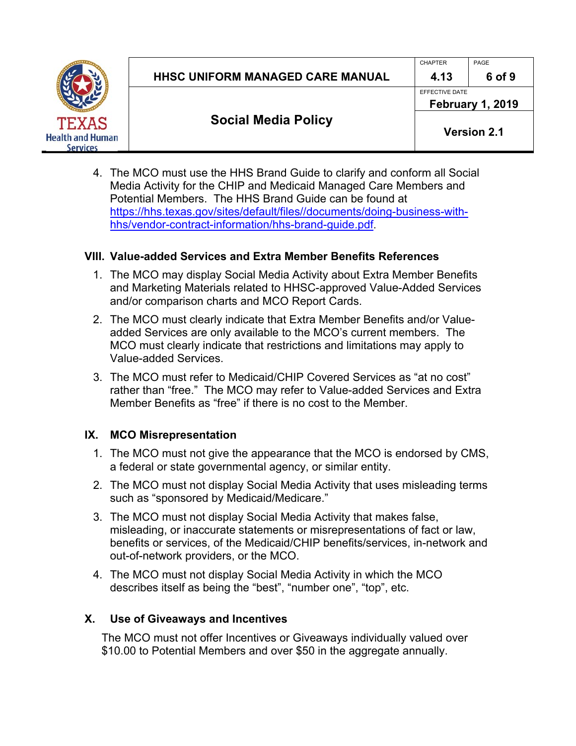4. The MCO must use the HHS Brand Guide to clarify and conform all Social Media Activity for the CHIP and Medicaid Managed Care Members and Potential Members. The HHS Brand Guide can be found at [https://hhs.texas.gov/sites/default/files//documents/doing-business-with-hhs/vendor-contract-information/hhs-brand-guide.pdf](https://hhs.texas.gov/sites/default/files//documents/doing-business-with-hhs/vendor-contract-information/hhs-brand-guide.pdf).

## VIII. Value-added Services and Extra Member Benefits References

1. The MCO may display Social Media Activity about Extra Member Benefits and Marketing Materials related to HHSC-approved Value-Added Services and/or comparison charts and MCO Report Cards.
2. The MCO must clearly indicate that Extra Member Benefits and/or Value-added Services are only available to the MCO's current members. The MCO must clearly indicate that restrictions and limitations may apply to Value-added Services.
3. The MCO must refer to Medicaid/CHIP Covered Services as "at no cost" rather than "free." The MCO may refer to Value-added Services and Extra Member Benefits as "free" if there is no cost to the Member.

## IX. MCO Misrepresentation

1. The MCO must not give the appearance that the MCO is endorsed by CMS, a federal or state governmental agency, or similar entity.
2. The MCO must not display Social Media Activity that uses misleading terms such as "sponsored by Medicaid/Medicare."
3. The MCO must not display Social Media Activity that makes false, misleading, or inaccurate statements or misrepresentations of fact or law, benefits or services, of the Medicaid/CHIP benefits/services, in-network and out-of-network providers, or the MCO.
4. The MCO must not display Social Media Activity in which the MCO describes itself as being the "best", "number one", "top", etc.

## X. Use of Giveaways and Incentives

The MCO must not offer Incentives or Giveaways individually valued over $10.00 to Potential Members and over $50 in the aggregate annually.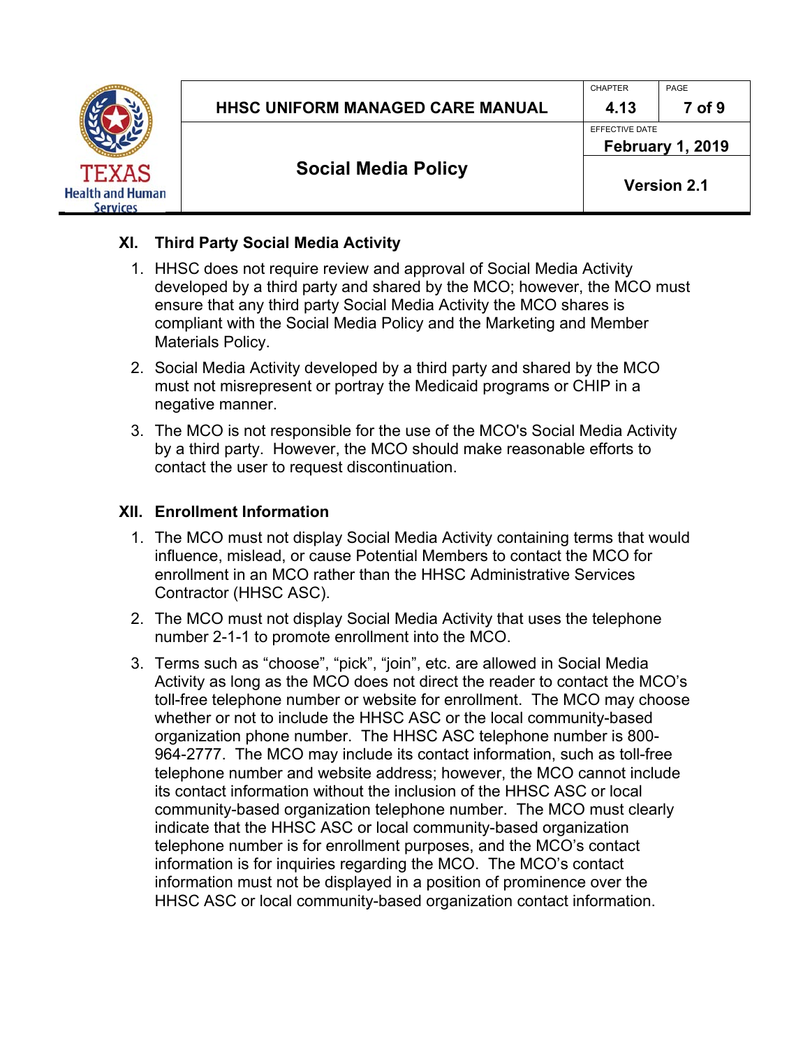## XI. Third Party Social Media Activity

1. HHSC does not require review and approval of Social Media Activity developed by a third party and shared by the MCO; however, the MCO must ensure that any third party Social Media Activity the MCO shares is compliant with the Social Media Policy and the Marketing and Member Materials Policy.
2. Social Media Activity developed by a third party and shared by the MCO must not misrepresent or portray the Medicaid programs or CHIP in a negative manner.
3. The MCO is not responsible for the use of the MCO's Social Media Activity by a third party. However, the MCO should make reasonable efforts to contact the user to request discontinuation.

## XII. Enrollment Information

1. The MCO must not display Social Media Activity containing terms that would influence, mislead, or cause Potential Members to contact the MCO for enrollment in an MCO rather than the HHSC Administrative Services Contractor (HHSC ASC).
2. The MCO must not display Social Media Activity that uses the telephone number 2-1-1 to promote enrollment into the MCO.
3. Terms such as “choose”, “pick”, “join”, etc. are allowed in Social Media Activity as long as the MCO does not direct the reader to contact the MCO’s toll-free telephone number or website for enrollment. The MCO may choose whether or not to include the HHSC ASC or the local community-based organization phone number. The HHSC ASC telephone number is 800-964-2777. The MCO may include its contact information, such as toll-free telephone number and website address; however, the MCO cannot include its contact information without the inclusion of the HHSC ASC or local community-based organization telephone number. The MCO must clearly indicate that the HHSC ASC or local community-based organization telephone number is for enrollment purposes, and the MCO’s contact information is for inquiries regarding the MCO. The MCO’s contact information must not be displayed in a position of prominence over the HHSC ASC or local community-based organization contact information.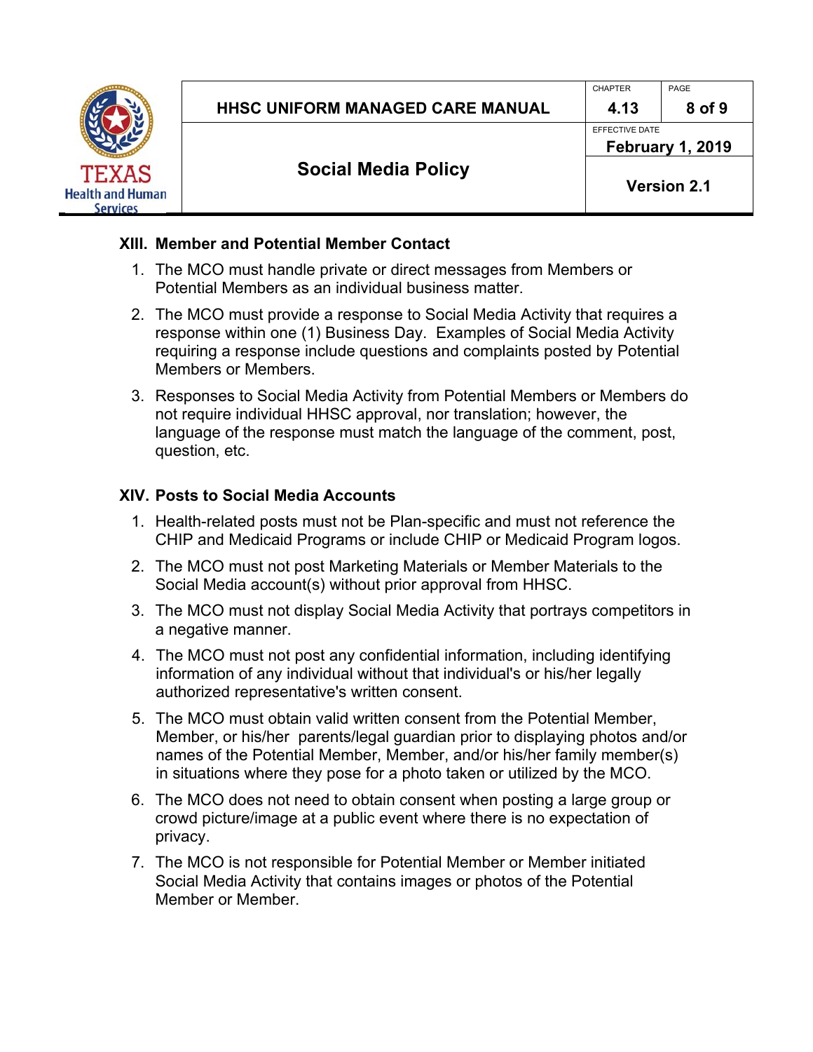## XIII. Member and Potential Member Contact

1. The MCO must handle private or direct messages from Members or Potential Members as an individual business matter.
2. The MCO must provide a response to Social Media Activity that requires a response within one (1) Business Day. Examples of Social Media Activity requiring a response include questions and complaints posted by Potential Members or Members.
3. Responses to Social Media Activity from Potential Members or Members do not require individual HHSC approval, nor translation; however, the language of the response must match the language of the comment, post, question, etc.

## XIV. Posts to Social Media Accounts

1. Health-related posts must not be Plan-specific and must not reference the CHIP and Medicaid Programs or include CHIP or Medicaid Program logos.
2. The MCO must not post Marketing Materials or Member Materials to the Social Media account(s) without prior approval from HHSC.
3. The MCO must not display Social Media Activity that portrays competitors in a negative manner.
4. The MCO must not post any confidential information, including identifying information of any individual without that individual's or his/her legally authorized representative's written consent.
5. The MCO must obtain valid written consent from the Potential Member, Member, or his/her parents/legal guardian prior to displaying photos and/or names of the Potential Member, Member, and/or his/her family member(s) in situations where they pose for a photo taken or utilized by the MCO.
6. The MCO does not need to obtain consent when posting a large group or crowd picture/image at a public event where there is no expectation of privacy.
7. The MCO is not responsible for Potential Member or Member initiated Social Media Activity that contains images or photos of the Potential Member or Member.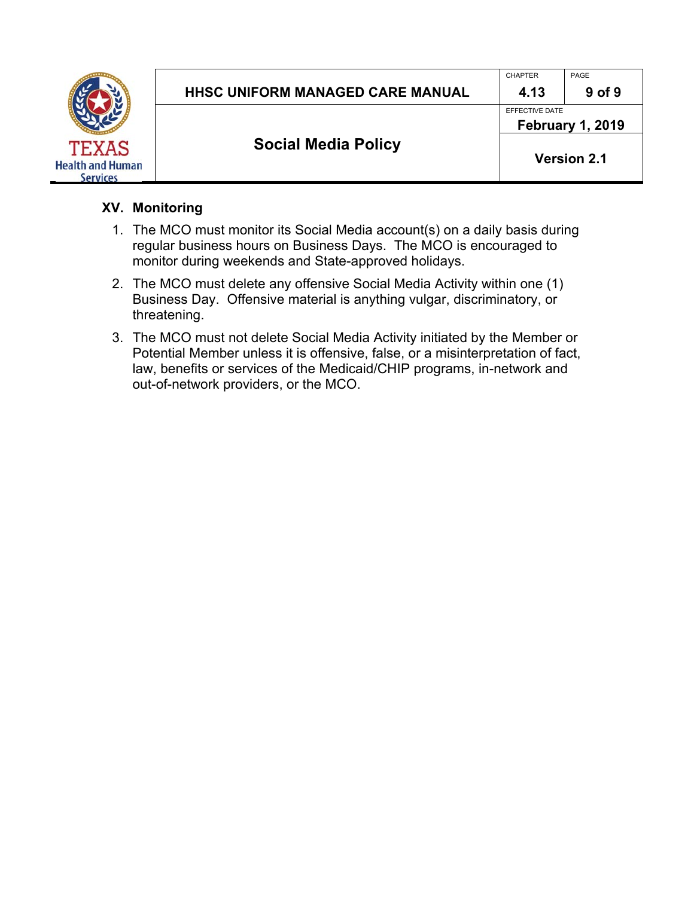## XV. Monitoring

1. The MCO must monitor its Social Media account(s) on a daily basis during regular business hours on Business Days. The MCO is encouraged to monitor during weekends and State-approved holidays.
2. The MCO must delete any offensive Social Media Activity within one (1) Business Day. Offensive material is anything vulgar, discriminatory, or threatening.
3. The MCO must not delete Social Media Activity initiated by the Member or Potential Member unless it is offensive, false, or a misinterpretation of fact, law, benefits or services of the Medicaid/CHIP programs, in-network and out-of-network providers, or the MCO.